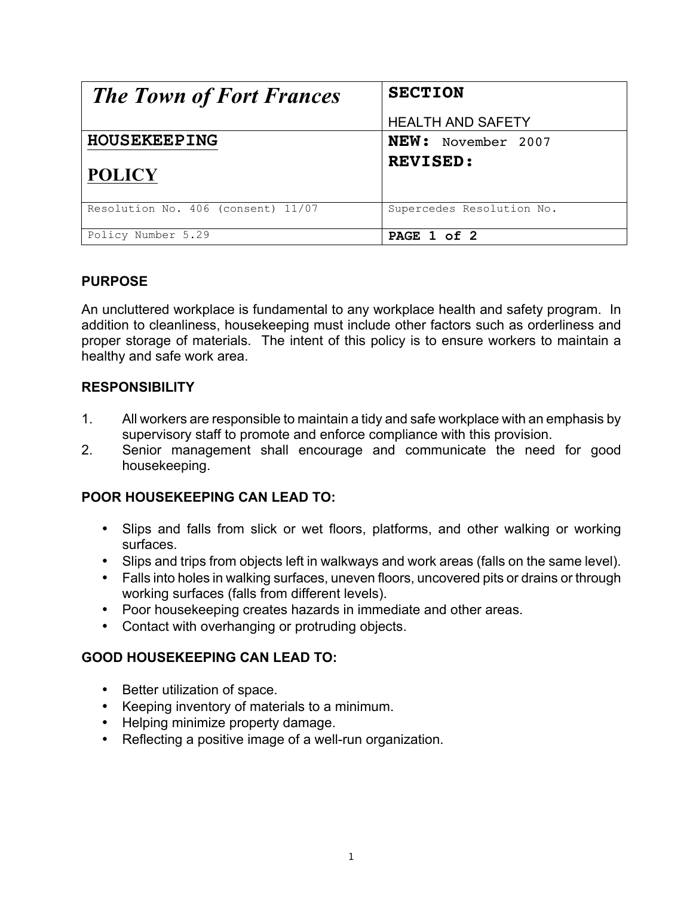| *The Town of Fort Frances* | **SECTION**<br>HEALTH AND SAFETY |
| --- | --- |
| **HOUSEKEEPING**<br>**POLICY** | **NEW:** November 2007<br>**REVISED:** |
| Resolution No. 406 (consent) 11/07 | Supercedes Resolution No. |
| Policy Number 5.29 | **PAGE 1 of 2** |

## PURPOSE

An uncluttered workplace is fundamental to any workplace health and safety program. In addition to cleanliness, housekeeping must include other factors such as orderliness and proper storage of materials. The intent of this policy is to ensure workers to maintain a healthy and safe work area.

## RESPONSIBILITY

1. All workers are responsible to maintain a tidy and safe workplace with an emphasis by supervisory staff to promote and enforce compliance with this provision.
2. Senior management shall encourage and communicate the need for good housekeeping.

## POOR HOUSEKEEPING CAN LEAD TO:

- Slips and falls from slick or wet floors, platforms, and other walking or working surfaces.
- Slips and trips from objects left in walkways and work areas (falls on the same level).
- Falls into holes in walking surfaces, uneven floors, uncovered pits or drains or through working surfaces (falls from different levels).
- Poor housekeeping creates hazards in immediate and other areas.
- Contact with overhanging or protruding objects.

## GOOD HOUSEKEEPING CAN LEAD TO:

- Better utilization of space.
- Keeping inventory of materials to a minimum.
- Helping minimize property damage.
- Reflecting a positive image of a well-run organization.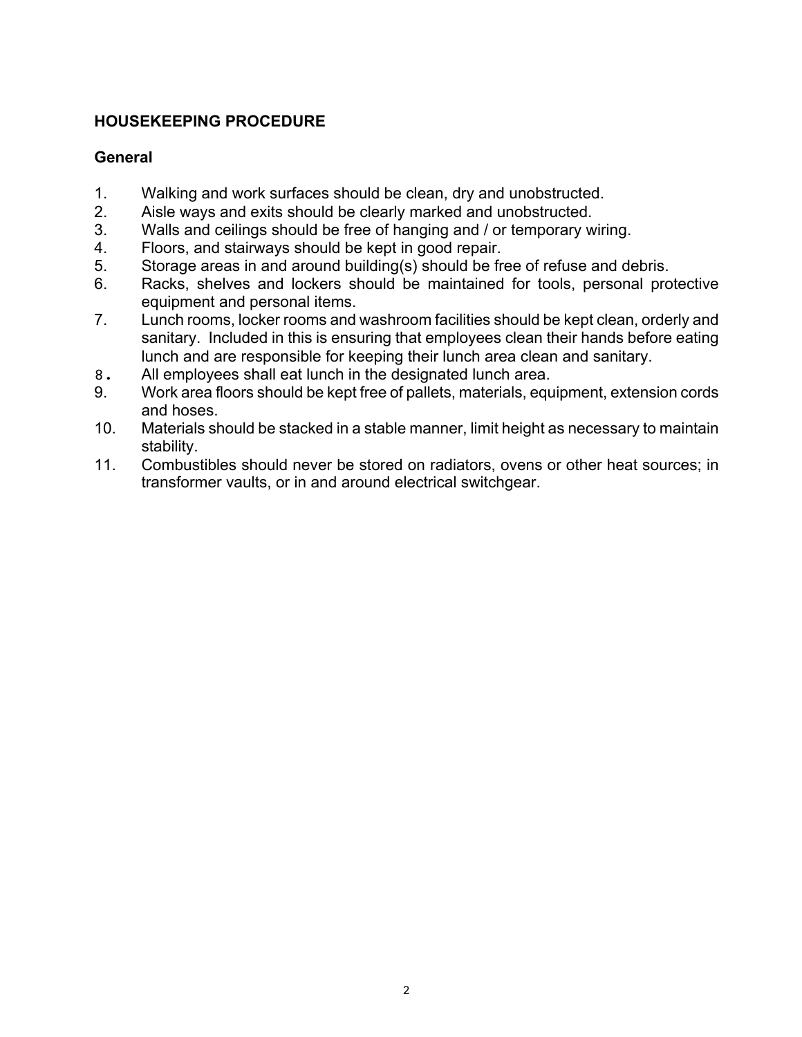## HOUSEKEEPING PROCEDURE

### General

1. Walking and work surfaces should be clean, dry and unobstructed.
2. Aisle ways and exits should be clearly marked and unobstructed.
3. Walls and ceilings should be free of hanging and / or temporary wiring.
4. Floors, and stairways should be kept in good repair.
5. Storage areas in and around building(s) should be free of refuse and debris.
6. Racks, shelves and lockers should be maintained for tools, personal protective equipment and personal items.
7. Lunch rooms, locker rooms and washroom facilities should be kept clean, orderly and sanitary. Included in this is ensuring that employees clean their hands before eating lunch and are responsible for keeping their lunch area clean and sanitary.
8. All employees shall eat lunch in the designated lunch area.
9. Work area floors should be kept free of pallets, materials, equipment, extension cords and hoses.
10. Materials should be stacked in a stable manner, limit height as necessary to maintain stability.
11. Combustibles should never be stored on radiators, ovens or other heat sources; in transformer vaults, or in and around electrical switchgear.